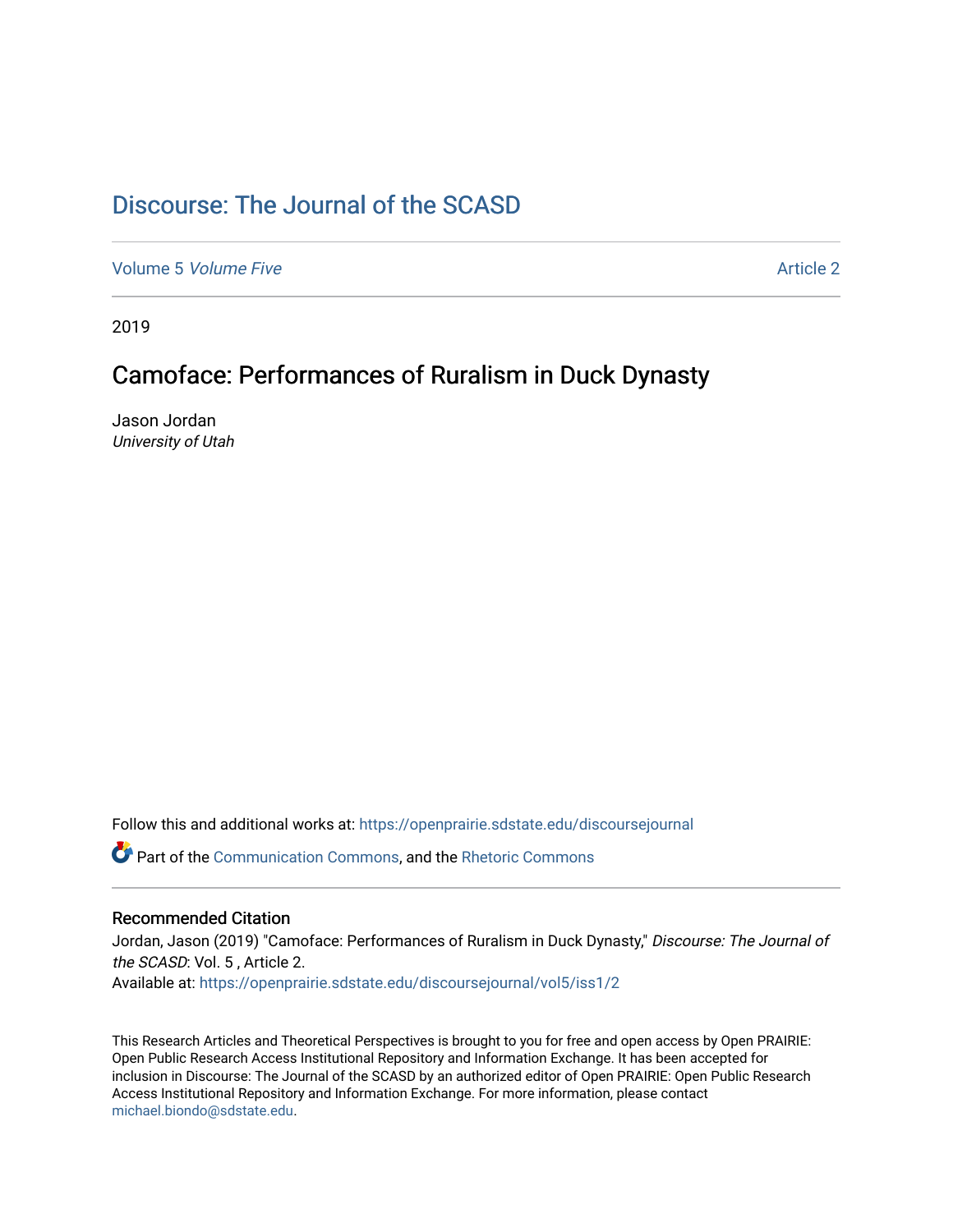# Discourse: The Journal of the SCASD

Volume 5 *Volume Five* Article 2

2019

## Camoface: Performances of Ruralism in Duck Dynasty

Jason Jordan
*University of Utah*

Follow this and additional works at: https://openprairie.sdstate.edu/discoursejournal

Part of the Communication Commons, and the Rhetoric Commons

### Recommended Citation

Jordan, Jason (2019) "Camoface: Performances of Ruralism in Duck Dynasty," *Discourse: The Journal of the SCASD*: Vol. 5 , Article 2.
Available at: https://openprairie.sdstate.edu/discoursejournal/vol5/iss1/2

This Research Articles and Theoretical Perspectives is brought to you for free and open access by Open PRAIRIE: Open Public Research Access Institutional Repository and Information Exchange. It has been accepted for inclusion in Discourse: The Journal of the SCASD by an authorized editor of Open PRAIRIE: Open Public Research Access Institutional Repository and Information Exchange. For more information, please contact michael.biondo@sdstate.edu.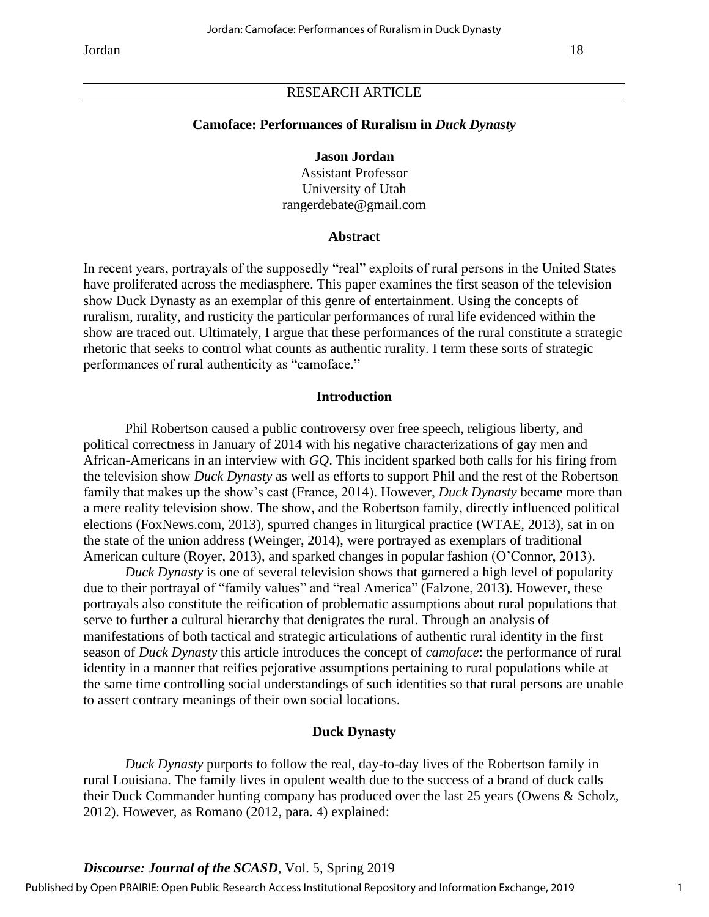RESEARCH ARTICLE

# Camoface: Performances of Ruralism in *Duck Dynasty*

**Jason Jordan**
Assistant Professor
University of Utah
rangerdebate@gmail.com

## Abstract

In recent years, portrayals of the supposedly "real" exploits of rural persons in the United States have proliferated across the mediasphere. This paper examines the first season of the television show Duck Dynasty as an exemplar of this genre of entertainment. Using the concepts of ruralism, rurality, and rusticity the particular performances of rural life evidenced within the show are traced out. Ultimately, I argue that these performances of the rural constitute a strategic rhetoric that seeks to control what counts as authentic rurality. I term these sorts of strategic performances of rural authenticity as "camoface."

## Introduction

Phil Robertson caused a public controversy over free speech, religious liberty, and political correctness in January of 2014 with his negative characterizations of gay men and African-Americans in an interview with *GQ*. This incident sparked both calls for his firing from the television show *Duck Dynasty* as well as efforts to support Phil and the rest of the Robertson family that makes up the show's cast (France, 2014). However, *Duck Dynasty* became more than a mere reality television show. The show, and the Robertson family, directly influenced political elections (FoxNews.com, 2013), spurred changes in liturgical practice (WTAE, 2013), sat in on the state of the union address (Weinger, 2014), were portrayed as exemplars of traditional American culture (Royer, 2013), and sparked changes in popular fashion (O'Connor, 2013).

*Duck Dynasty* is one of several television shows that garnered a high level of popularity due to their portrayal of "family values" and "real America" (Falzone, 2013). However, these portrayals also constitute the reification of problematic assumptions about rural populations that serve to further a cultural hierarchy that denigrates the rural. Through an analysis of manifestations of both tactical and strategic articulations of authentic rural identity in the first season of *Duck Dynasty* this article introduces the concept of *camoface*: the performance of rural identity in a manner that reifies pejorative assumptions pertaining to rural populations while at the same time controlling social understandings of such identities so that rural persons are unable to assert contrary meanings of their own social locations.

## Duck Dynasty

*Duck Dynasty* purports to follow the real, day-to-day lives of the Robertson family in rural Louisiana. The family lives in opulent wealth due to the success of a brand of duck calls their Duck Commander hunting company has produced over the last 25 years (Owens & Scholz, 2012). However, as Romano (2012, para. 4) explained: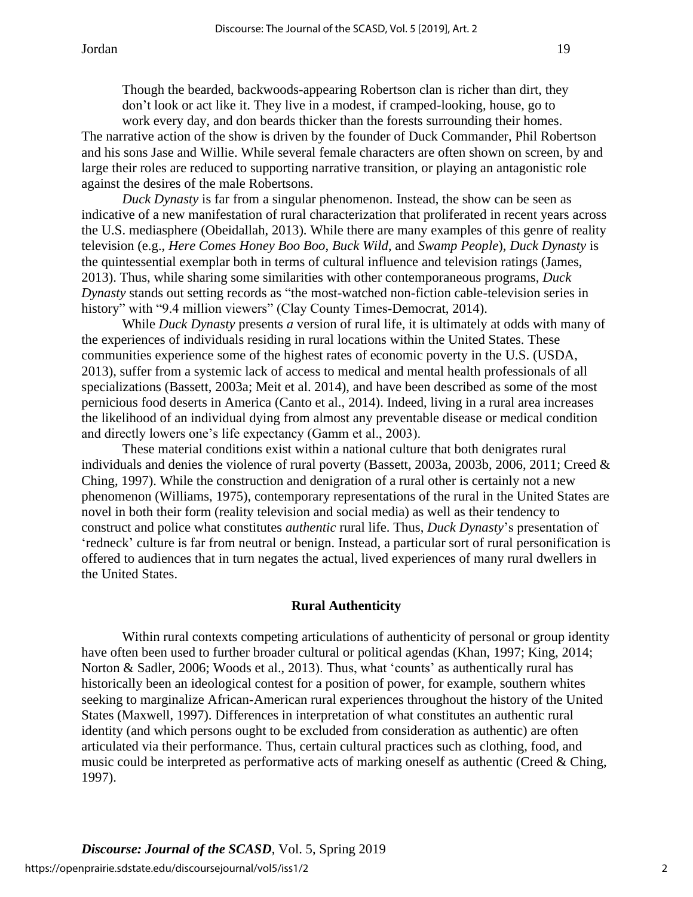> Though the bearded, backwoods-appearing Robertson clan is richer than dirt, they don't look or act like it. They live in a modest, if cramped-looking, house, go to work every day, and don beards thicker than the forests surrounding their homes.

The narrative action of the show is driven by the founder of Duck Commander, Phil Robertson and his sons Jase and Willie. While several female characters are often shown on screen, by and large their roles are reduced to supporting narrative transition, or playing an antagonistic role against the desires of the male Robertsons.

*Duck Dynasty* is far from a singular phenomenon. Instead, the show can be seen as indicative of a new manifestation of rural characterization that proliferated in recent years across the U.S. mediasphere (Obeidallah, 2013). While there are many examples of this genre of reality television (e.g., *Here Comes Honey Boo Boo*, *Buck Wild*, and *Swamp People*), *Duck Dynasty* is the quintessential exemplar both in terms of cultural influence and television ratings (James, 2013). Thus, while sharing some similarities with other contemporaneous programs, *Duck Dynasty* stands out setting records as "the most-watched non-fiction cable-television series in history" with "9.4 million viewers" (Clay County Times-Democrat, 2014).

While *Duck Dynasty* presents *a* version of rural life, it is ultimately at odds with many of the experiences of individuals residing in rural locations within the United States. These communities experience some of the highest rates of economic poverty in the U.S. (USDA, 2013), suffer from a systemic lack of access to medical and mental health professionals of all specializations (Bassett, 2003a; Meit et al. 2014), and have been described as some of the most pernicious food deserts in America (Canto et al., 2014). Indeed, living in a rural area increases the likelihood of an individual dying from almost any preventable disease or medical condition and directly lowers one's life expectancy (Gamm et al., 2003).

These material conditions exist within a national culture that both denigrates rural individuals and denies the violence of rural poverty (Bassett, 2003a, 2003b, 2006, 2011; Creed & Ching, 1997). While the construction and denigration of a rural other is certainly not a new phenomenon (Williams, 1975), contemporary representations of the rural in the United States are novel in both their form (reality television and social media) as well as their tendency to construct and police what constitutes *authentic* rural life. Thus, *Duck Dynasty*'s presentation of 'redneck' culture is far from neutral or benign. Instead, a particular sort of rural personification is offered to audiences that in turn negates the actual, lived experiences of many rural dwellers in the United States.

## Rural Authenticity

Within rural contexts competing articulations of authenticity of personal or group identity have often been used to further broader cultural or political agendas (Khan, 1997; King, 2014; Norton & Sadler, 2006; Woods et al., 2013). Thus, what 'counts' as authentically rural has historically been an ideological contest for a position of power, for example, southern whites seeking to marginalize African-American rural experiences throughout the history of the United States (Maxwell, 1997). Differences in interpretation of what constitutes an authentic rural identity (and which persons ought to be excluded from consideration as authentic) are often articulated via their performance. Thus, certain cultural practices such as clothing, food, and music could be interpreted as performative acts of marking oneself as authentic (Creed & Ching, 1997).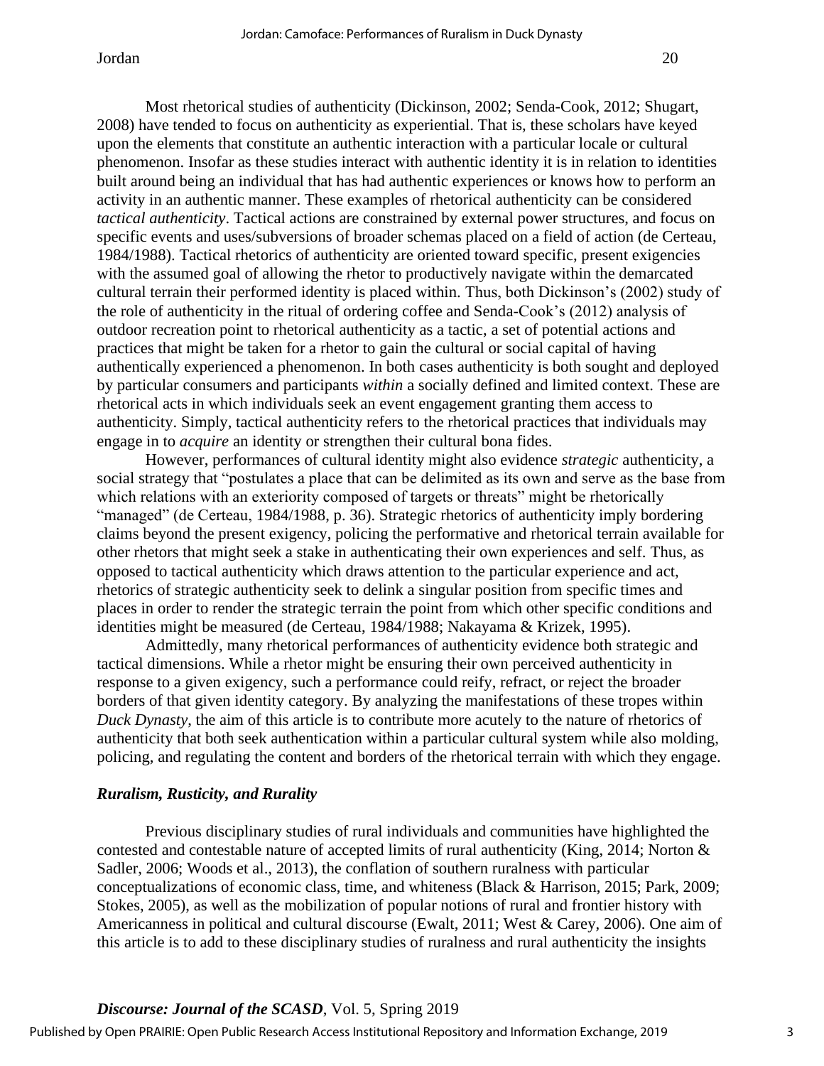Most rhetorical studies of authenticity (Dickinson, 2002; Senda-Cook, 2012; Shugart, 2008) have tended to focus on authenticity as experiential. That is, these scholars have keyed upon the elements that constitute an authentic interaction with a particular locale or cultural phenomenon. Insofar as these studies interact with authentic identity it is in relation to identities built around being an individual that has had authentic experiences or knows how to perform an activity in an authentic manner. These examples of rhetorical authenticity can be considered *tactical authenticity*. Tactical actions are constrained by external power structures, and focus on specific events and uses/subversions of broader schemas placed on a field of action (de Certeau, 1984/1988). Tactical rhetorics of authenticity are oriented toward specific, present exigencies with the assumed goal of allowing the rhetor to productively navigate within the demarcated cultural terrain their performed identity is placed within. Thus, both Dickinson's (2002) study of the role of authenticity in the ritual of ordering coffee and Senda-Cook's (2012) analysis of outdoor recreation point to rhetorical authenticity as a tactic, a set of potential actions and practices that might be taken for a rhetor to gain the cultural or social capital of having authentically experienced a phenomenon. In both cases authenticity is both sought and deployed by particular consumers and participants *within* a socially defined and limited context. These are rhetorical acts in which individuals seek an event engagement granting them access to authenticity. Simply, tactical authenticity refers to the rhetorical practices that individuals may engage in to *acquire* an identity or strengthen their cultural bona fides.

However, performances of cultural identity might also evidence *strategic* authenticity, a social strategy that "postulates a place that can be delimited as its own and serve as the base from which relations with an exteriority composed of targets or threats" might be rhetorically "managed" (de Certeau, 1984/1988, p. 36). Strategic rhetorics of authenticity imply bordering claims beyond the present exigency, policing the performative and rhetorical terrain available for other rhetors that might seek a stake in authenticating their own experiences and self. Thus, as opposed to tactical authenticity which draws attention to the particular experience and act, rhetorics of strategic authenticity seek to delink a singular position from specific times and places in order to render the strategic terrain the point from which other specific conditions and identities might be measured (de Certeau, 1984/1988; Nakayama & Krizek, 1995).

Admittedly, many rhetorical performances of authenticity evidence both strategic and tactical dimensions. While a rhetor might be ensuring their own perceived authenticity in response to a given exigency, such a performance could reify, refract, or reject the broader borders of that given identity category. By analyzing the manifestations of these tropes within *Duck Dynasty*, the aim of this article is to contribute more acutely to the nature of rhetorics of authenticity that both seek authentication within a particular cultural system while also molding, policing, and regulating the content and borders of the rhetorical terrain with which they engage.

### *Ruralism, Rusticity, and Rurality*

Previous disciplinary studies of rural individuals and communities have highlighted the contested and contestable nature of accepted limits of rural authenticity (King, 2014; Norton & Sadler, 2006; Woods et al., 2013), the conflation of southern ruralness with particular conceptualizations of economic class, time, and whiteness (Black & Harrison, 2015; Park, 2009; Stokes, 2005), as well as the mobilization of popular notions of rural and frontier history with Americanness in political and cultural discourse (Ewalt, 2011; West & Carey, 2006). One aim of this article is to add to these disciplinary studies of ruralness and rural authenticity the insights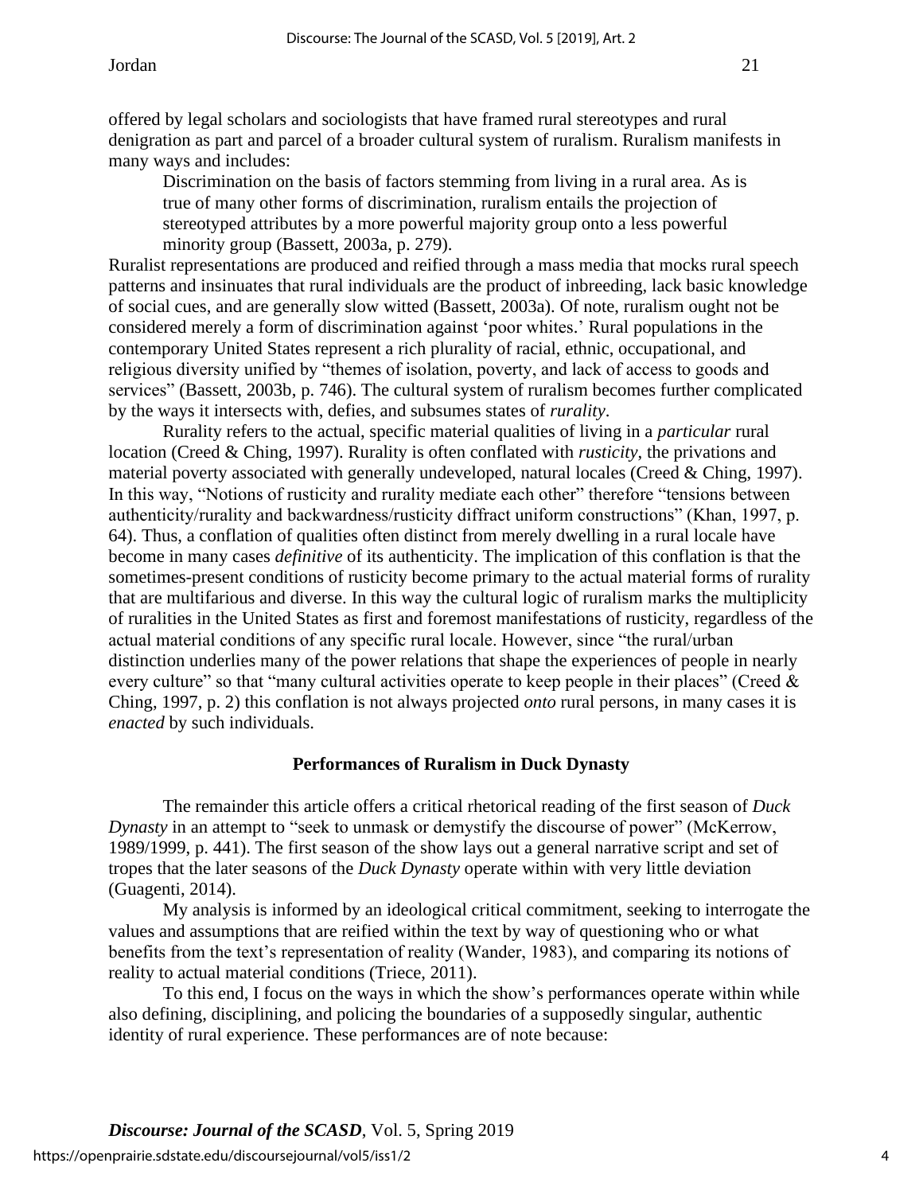offered by legal scholars and sociologists that have framed rural stereotypes and rural denigration as part and parcel of a broader cultural system of ruralism. Ruralism manifests in many ways and includes:

> Discrimination on the basis of factors stemming from living in a rural area. As is true of many other forms of discrimination, ruralism entails the projection of stereotyped attributes by a more powerful majority group onto a less powerful minority group (Bassett, 2003a, p. 279).

Ruralist representations are produced and reified through a mass media that mocks rural speech patterns and insinuates that rural individuals are the product of inbreeding, lack basic knowledge of social cues, and are generally slow witted (Bassett, 2003a). Of note, ruralism ought not be considered merely a form of discrimination against 'poor whites.' Rural populations in the contemporary United States represent a rich plurality of racial, ethnic, occupational, and religious diversity unified by "themes of isolation, poverty, and lack of access to goods and services" (Bassett, 2003b, p. 746). The cultural system of ruralism becomes further complicated by the ways it intersects with, defies, and subsumes states of *rurality*.

Rurality refers to the actual, specific material qualities of living in a *particular* rural location (Creed & Ching, 1997). Rurality is often conflated with *rusticity*, the privations and material poverty associated with generally undeveloped, natural locales (Creed & Ching, 1997). In this way, "Notions of rusticity and rurality mediate each other" therefore "tensions between authenticity/rurality and backwardness/rusticity diffract uniform constructions" (Khan, 1997, p. 64). Thus, a conflation of qualities often distinct from merely dwelling in a rural locale have become in many cases *definitive* of its authenticity. The implication of this conflation is that the sometimes-present conditions of rusticity become primary to the actual material forms of rurality that are multifarious and diverse. In this way the cultural logic of ruralism marks the multiplicity of ruralities in the United States as first and foremost manifestations of rusticity, regardless of the actual material conditions of any specific rural locale. However, since "the rural/urban distinction underlies many of the power relations that shape the experiences of people in nearly every culture" so that "many cultural activities operate to keep people in their places" (Creed & Ching, 1997, p. 2) this conflation is not always projected *onto* rural persons, in many cases it is *enacted* by such individuals.

## Performances of Ruralism in Duck Dynasty

The remainder this article offers a critical rhetorical reading of the first season of *Duck Dynasty* in an attempt to "seek to unmask or demystify the discourse of power" (McKerrow, 1989/1999, p. 441). The first season of the show lays out a general narrative script and set of tropes that the later seasons of the *Duck Dynasty* operate within with very little deviation (Guagenti, 2014).

My analysis is informed by an ideological critical commitment, seeking to interrogate the values and assumptions that are reified within the text by way of questioning who or what benefits from the text's representation of reality (Wander, 1983), and comparing its notions of reality to actual material conditions (Triece, 2011).

To this end, I focus on the ways in which the show's performances operate within while also defining, disciplining, and policing the boundaries of a supposedly singular, authentic identity of rural experience. These performances are of note because: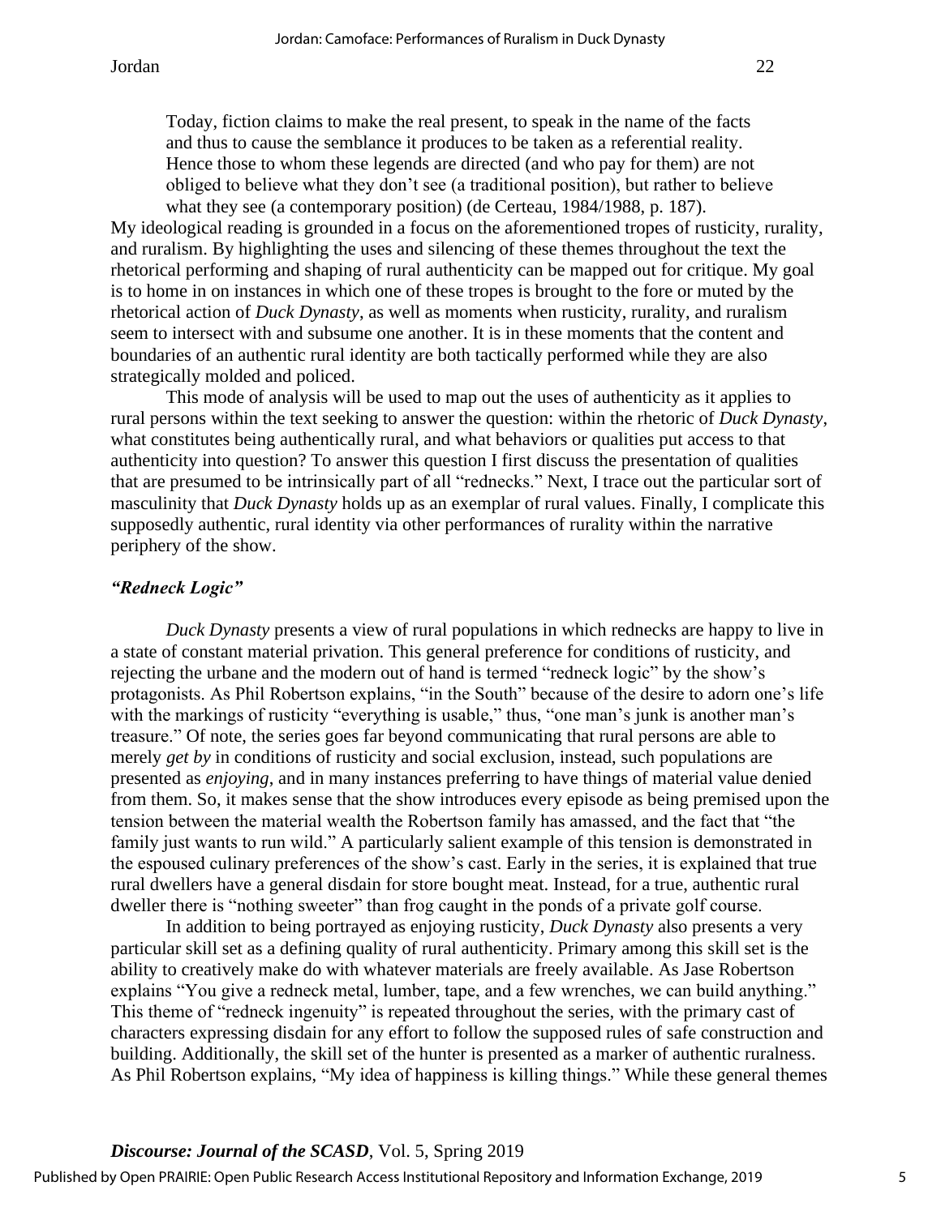> Today, fiction claims to make the real present, to speak in the name of the facts and thus to cause the semblance it produces to be taken as a referential reality. Hence those to whom these legends are directed (and who pay for them) are not obliged to believe what they don't see (a traditional position), but rather to believe what they see (a contemporary position) (de Certeau, 1984/1988, p. 187).

My ideological reading is grounded in a focus on the aforementioned tropes of rusticity, rurality, and ruralism. By highlighting the uses and silencing of these themes throughout the text the rhetorical performing and shaping of rural authenticity can be mapped out for critique. My goal is to home in on instances in which one of these tropes is brought to the fore or muted by the rhetorical action of *Duck Dynasty*, as well as moments when rusticity, rurality, and ruralism seem to intersect with and subsume one another. It is in these moments that the content and boundaries of an authentic rural identity are both tactically performed while they are also strategically molded and policed.

This mode of analysis will be used to map out the uses of authenticity as it applies to rural persons within the text seeking to answer the question: within the rhetoric of *Duck Dynasty*, what constitutes being authentically rural, and what behaviors or qualities put access to that authenticity into question? To answer this question I first discuss the presentation of qualities that are presumed to be intrinsically part of all "rednecks." Next, I trace out the particular sort of masculinity that *Duck Dynasty* holds up as an exemplar of rural values. Finally, I complicate this supposedly authentic, rural identity via other performances of rurality within the narrative periphery of the show.

### *"Redneck Logic"*

*Duck Dynasty* presents a view of rural populations in which rednecks are happy to live in a state of constant material privation. This general preference for conditions of rusticity, and rejecting the urbane and the modern out of hand is termed "redneck logic" by the show's protagonists. As Phil Robertson explains, "in the South" because of the desire to adorn one's life with the markings of rusticity "everything is usable," thus, "one man's junk is another man's treasure." Of note, the series goes far beyond communicating that rural persons are able to merely *get by* in conditions of rusticity and social exclusion, instead, such populations are presented as *enjoying*, and in many instances preferring to have things of material value denied from them. So, it makes sense that the show introduces every episode as being premised upon the tension between the material wealth the Robertson family has amassed, and the fact that "the family just wants to run wild." A particularly salient example of this tension is demonstrated in the espoused culinary preferences of the show's cast. Early in the series, it is explained that true rural dwellers have a general disdain for store bought meat. Instead, for a true, authentic rural dweller there is "nothing sweeter" than frog caught in the ponds of a private golf course.

In addition to being portrayed as enjoying rusticity, *Duck Dynasty* also presents a very particular skill set as a defining quality of rural authenticity. Primary among this skill set is the ability to creatively make do with whatever materials are freely available. As Jase Robertson explains "You give a redneck metal, lumber, tape, and a few wrenches, we can build anything." This theme of "redneck ingenuity" is repeated throughout the series, with the primary cast of characters expressing disdain for any effort to follow the supposed rules of safe construction and building. Additionally, the skill set of the hunter is presented as a marker of authentic ruralness. As Phil Robertson explains, "My idea of happiness is killing things." While these general themes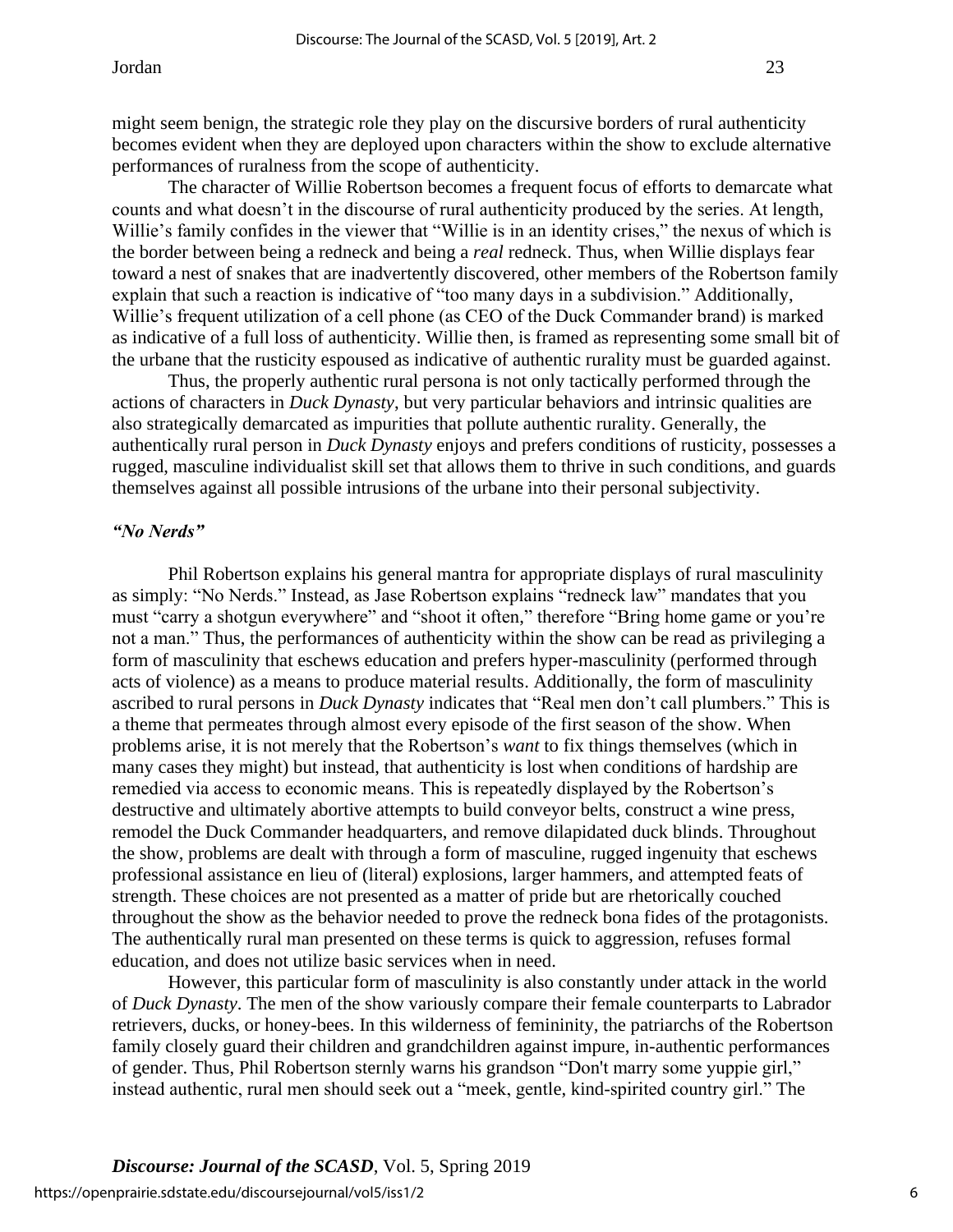might seem benign, the strategic role they play on the discursive borders of rural authenticity becomes evident when they are deployed upon characters within the show to exclude alternative performances of ruralness from the scope of authenticity.

The character of Willie Robertson becomes a frequent focus of efforts to demarcate what counts and what doesn't in the discourse of rural authenticity produced by the series. At length, Willie's family confides in the viewer that "Willie is in an identity crises," the nexus of which is the border between being a redneck and being a *real* redneck. Thus, when Willie displays fear toward a nest of snakes that are inadvertently discovered, other members of the Robertson family explain that such a reaction is indicative of "too many days in a subdivision." Additionally, Willie's frequent utilization of a cell phone (as CEO of the Duck Commander brand) is marked as indicative of a full loss of authenticity. Willie then, is framed as representing some small bit of the urbane that the rusticity espoused as indicative of authentic rurality must be guarded against.

Thus, the properly authentic rural persona is not only tactically performed through the actions of characters in *Duck Dynasty*, but very particular behaviors and intrinsic qualities are also strategically demarcated as impurities that pollute authentic rurality. Generally, the authentically rural person in *Duck Dynasty* enjoys and prefers conditions of rusticity, possesses a rugged, masculine individualist skill set that allows them to thrive in such conditions, and guards themselves against all possible intrusions of the urbane into their personal subjectivity.

### *"No Nerds"*

Phil Robertson explains his general mantra for appropriate displays of rural masculinity as simply: "No Nerds." Instead, as Jase Robertson explains "redneck law" mandates that you must "carry a shotgun everywhere" and "shoot it often," therefore "Bring home game or you're not a man." Thus, the performances of authenticity within the show can be read as privileging a form of masculinity that eschews education and prefers hyper-masculinity (performed through acts of violence) as a means to produce material results. Additionally, the form of masculinity ascribed to rural persons in *Duck Dynasty* indicates that "Real men don't call plumbers." This is a theme that permeates through almost every episode of the first season of the show. When problems arise, it is not merely that the Robertson's *want* to fix things themselves (which in many cases they might) but instead, that authenticity is lost when conditions of hardship are remedied via access to economic means. This is repeatedly displayed by the Robertson's destructive and ultimately abortive attempts to build conveyor belts, construct a wine press, remodel the Duck Commander headquarters, and remove dilapidated duck blinds. Throughout the show, problems are dealt with through a form of masculine, rugged ingenuity that eschews professional assistance en lieu of (literal) explosions, larger hammers, and attempted feats of strength. These choices are not presented as a matter of pride but are rhetorically couched throughout the show as the behavior needed to prove the redneck bona fides of the protagonists. The authentically rural man presented on these terms is quick to aggression, refuses formal education, and does not utilize basic services when in need.

However, this particular form of masculinity is also constantly under attack in the world of *Duck Dynasty*. The men of the show variously compare their female counterparts to Labrador retrievers, ducks, or honey-bees. In this wilderness of femininity, the patriarchs of the Robertson family closely guard their children and grandchildren against impure, in-authentic performances of gender. Thus, Phil Robertson sternly warns his grandson "Don't marry some yuppie girl," instead authentic, rural men should seek out a "meek, gentle, kind-spirited country girl." The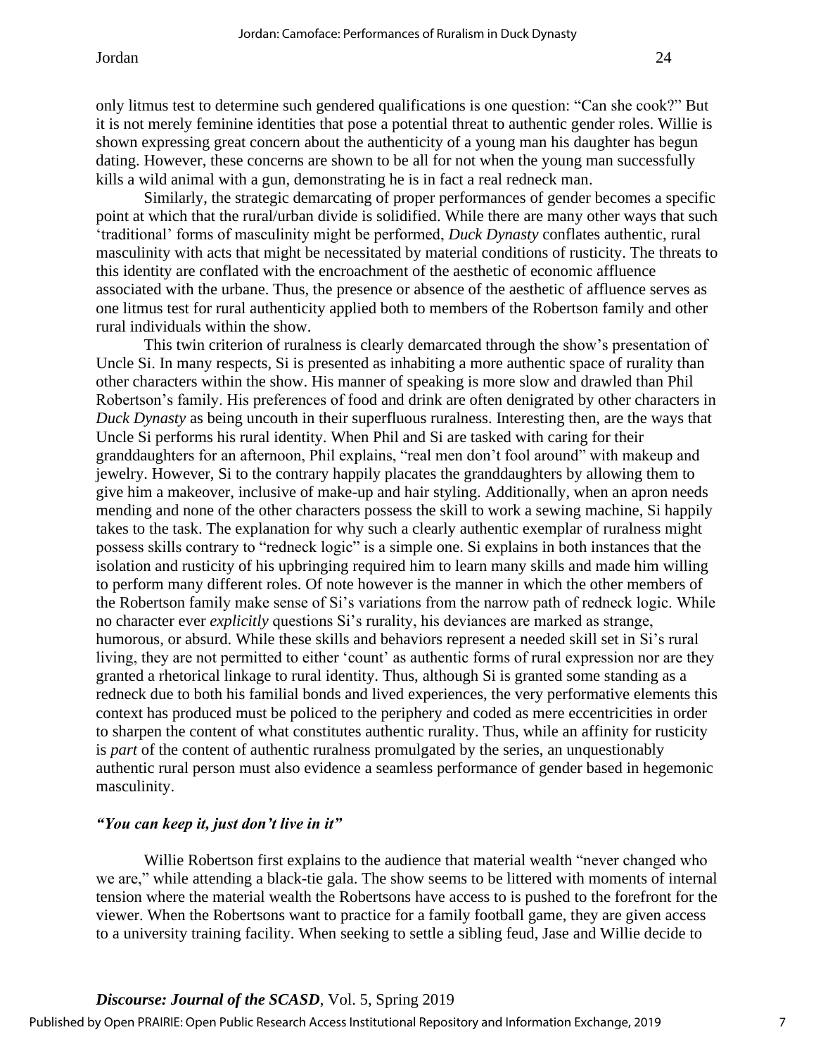only litmus test to determine such gendered qualifications is one question: "Can she cook?" But it is not merely feminine identities that pose a potential threat to authentic gender roles. Willie is shown expressing great concern about the authenticity of a young man his daughter has begun dating. However, these concerns are shown to be all for not when the young man successfully kills a wild animal with a gun, demonstrating he is in fact a real redneck man.

Similarly, the strategic demarcating of proper performances of gender becomes a specific point at which that the rural/urban divide is solidified. While there are many other ways that such 'traditional' forms of masculinity might be performed, *Duck Dynasty* conflates authentic, rural masculinity with acts that might be necessitated by material conditions of rusticity. The threats to this identity are conflated with the encroachment of the aesthetic of economic affluence associated with the urbane. Thus, the presence or absence of the aesthetic of affluence serves as one litmus test for rural authenticity applied both to members of the Robertson family and other rural individuals within the show.

This twin criterion of ruralness is clearly demarcated through the show's presentation of Uncle Si. In many respects, Si is presented as inhabiting a more authentic space of rurality than other characters within the show. His manner of speaking is more slow and drawled than Phil Robertson's family. His preferences of food and drink are often denigrated by other characters in *Duck Dynasty* as being uncouth in their superfluous ruralness. Interesting then, are the ways that Uncle Si performs his rural identity. When Phil and Si are tasked with caring for their granddaughters for an afternoon, Phil explains, "real men don't fool around" with makeup and jewelry. However, Si to the contrary happily placates the granddaughters by allowing them to give him a makeover, inclusive of make-up and hair styling. Additionally, when an apron needs mending and none of the other characters possess the skill to work a sewing machine, Si happily takes to the task. The explanation for why such a clearly authentic exemplar of ruralness might possess skills contrary to "redneck logic" is a simple one. Si explains in both instances that the isolation and rusticity of his upbringing required him to learn many skills and made him willing to perform many different roles. Of note however is the manner in which the other members of the Robertson family make sense of Si's variations from the narrow path of redneck logic. While no character ever *explicitly* questions Si's rurality, his deviances are marked as strange, humorous, or absurd. While these skills and behaviors represent a needed skill set in Si's rural living, they are not permitted to either 'count' as authentic forms of rural expression nor are they granted a rhetorical linkage to rural identity. Thus, although Si is granted some standing as a redneck due to both his familial bonds and lived experiences, the very performative elements this context has produced must be policed to the periphery and coded as mere eccentricities in order to sharpen the content of what constitutes authentic rurality. Thus, while an affinity for rusticity is *part* of the content of authentic ruralness promulgated by the series, an unquestionably authentic rural person must also evidence a seamless performance of gender based in hegemonic masculinity.

### *"You can keep it, just don't live in it"*

Willie Robertson first explains to the audience that material wealth "never changed who we are," while attending a black-tie gala. The show seems to be littered with moments of internal tension where the material wealth the Robertsons have access to is pushed to the forefront for the viewer. When the Robertsons want to practice for a family football game, they are given access to a university training facility. When seeking to settle a sibling feud, Jase and Willie decide to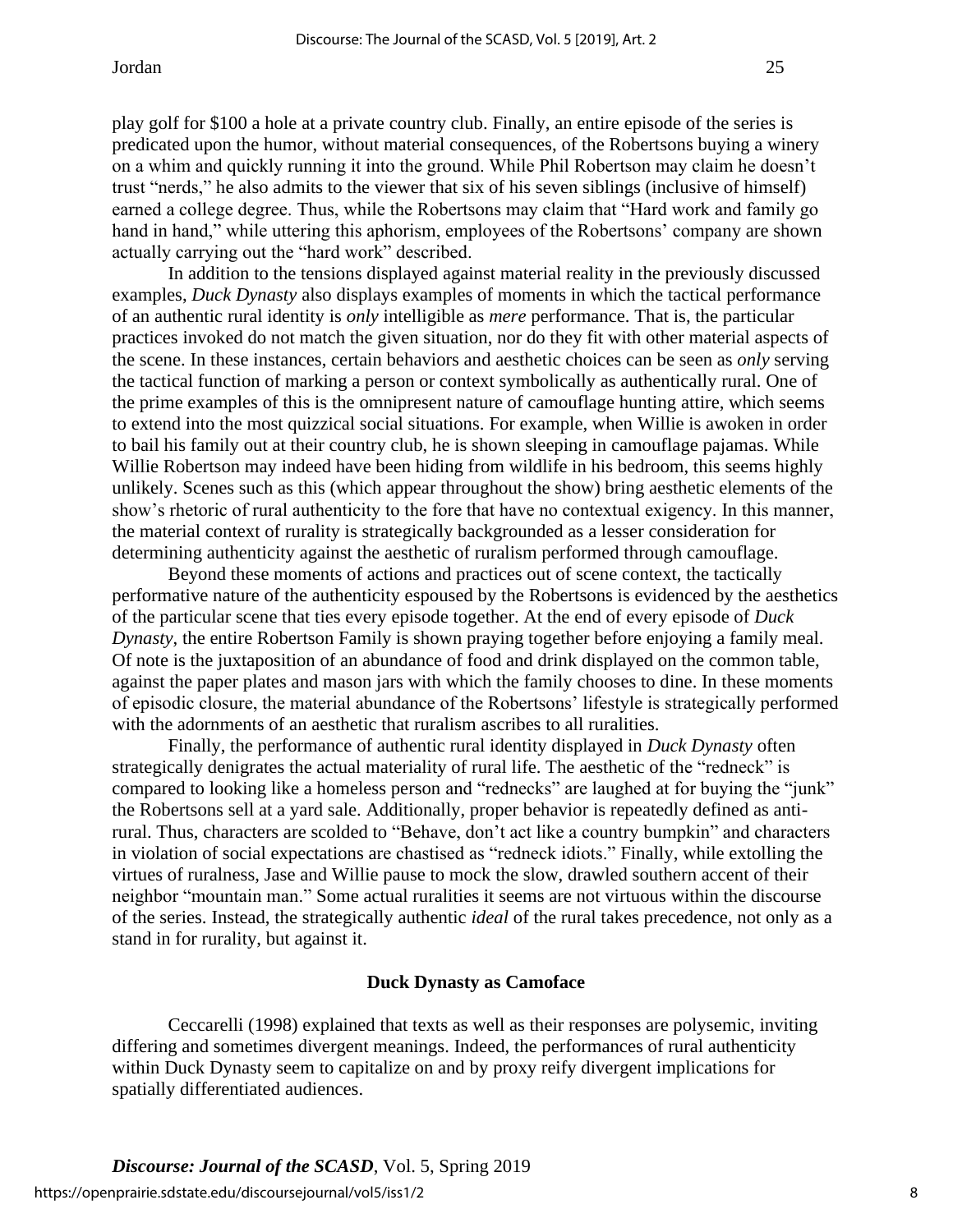play golf for $100 a hole at a private country club. Finally, an entire episode of the series is predicated upon the humor, without material consequences, of the Robertsons buying a winery on a whim and quickly running it into the ground. While Phil Robertson may claim he doesn't trust "nerds," he also admits to the viewer that six of his seven siblings (inclusive of himself) earned a college degree. Thus, while the Robertsons may claim that "Hard work and family go hand in hand," while uttering this aphorism, employees of the Robertsons' company are shown actually carrying out the "hard work" described.

In addition to the tensions displayed against material reality in the previously discussed examples, *Duck Dynasty* also displays examples of moments in which the tactical performance of an authentic rural identity is *only* intelligible as *mere* performance. That is, the particular practices invoked do not match the given situation, nor do they fit with other material aspects of the scene. In these instances, certain behaviors and aesthetic choices can be seen as *only* serving the tactical function of marking a person or context symbolically as authentically rural. One of the prime examples of this is the omnipresent nature of camouflage hunting attire, which seems to extend into the most quizzical social situations. For example, when Willie is awoken in order to bail his family out at their country club, he is shown sleeping in camouflage pajamas. While Willie Robertson may indeed have been hiding from wildlife in his bedroom, this seems highly unlikely. Scenes such as this (which appear throughout the show) bring aesthetic elements of the show's rhetoric of rural authenticity to the fore that have no contextual exigency. In this manner, the material context of rurality is strategically backgrounded as a lesser consideration for determining authenticity against the aesthetic of ruralism performed through camouflage.

Beyond these moments of actions and practices out of scene context, the tactically performative nature of the authenticity espoused by the Robertsons is evidenced by the aesthetics of the particular scene that ties every episode together. At the end of every episode of *Duck Dynasty*, the entire Robertson Family is shown praying together before enjoying a family meal. Of note is the juxtaposition of an abundance of food and drink displayed on the common table, against the paper plates and mason jars with which the family chooses to dine. In these moments of episodic closure, the material abundance of the Robertsons' lifestyle is strategically performed with the adornments of an aesthetic that ruralism ascribes to all ruralities.

Finally, the performance of authentic rural identity displayed in *Duck Dynasty* often strategically denigrates the actual materiality of rural life. The aesthetic of the "redneck" is compared to looking like a homeless person and "rednecks" are laughed at for buying the "junk" the Robertsons sell at a yard sale. Additionally, proper behavior is repeatedly defined as anti-rural. Thus, characters are scolded to "Behave, don't act like a country bumpkin" and characters in violation of social expectations are chastised as "redneck idiots." Finally, while extolling the virtues of ruralness, Jase and Willie pause to mock the slow, drawled southern accent of their neighbor "mountain man." Some actual ruralities it seems are not virtuous within the discourse of the series. Instead, the strategically authentic *ideal* of the rural takes precedence, not only as a stand in for rurality, but against it.

## Duck Dynasty as Camoface

Ceccarelli (1998) explained that texts as well as their responses are polysemic, inviting differing and sometimes divergent meanings. Indeed, the performances of rural authenticity within Duck Dynasty seem to capitalize on and by proxy reify divergent implications for spatially differentiated audiences.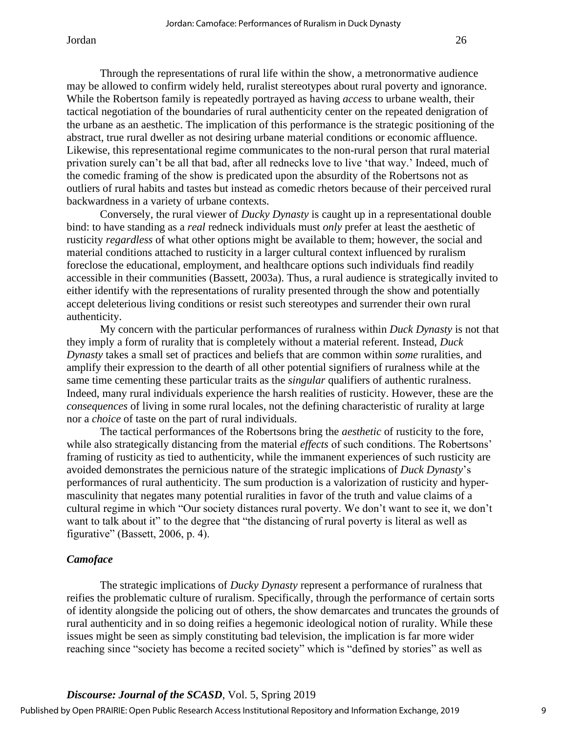Through the representations of rural life within the show, a metronormative audience may be allowed to confirm widely held, ruralist stereotypes about rural poverty and ignorance. While the Robertson family is repeatedly portrayed as having *access* to urbane wealth, their tactical negotiation of the boundaries of rural authenticity center on the repeated denigration of the urbane as an aesthetic. The implication of this performance is the strategic positioning of the abstract, true rural dweller as not desiring urbane material conditions or economic affluence. Likewise, this representational regime communicates to the non-rural person that rural material privation surely can't be all that bad, after all rednecks love to live 'that way.' Indeed, much of the comedic framing of the show is predicated upon the absurdity of the Robertsons not as outliers of rural habits and tastes but instead as comedic rhetors because of their perceived rural backwardness in a variety of urbane contexts.

Conversely, the rural viewer of *Ducky Dynasty* is caught up in a representational double bind: to have standing as a *real* redneck individuals must *only* prefer at least the aesthetic of rusticity *regardless* of what other options might be available to them; however, the social and material conditions attached to rusticity in a larger cultural context influenced by ruralism foreclose the educational, employment, and healthcare options such individuals find readily accessible in their communities (Bassett, 2003a). Thus, a rural audience is strategically invited to either identify with the representations of rurality presented through the show and potentially accept deleterious living conditions or resist such stereotypes and surrender their own rural authenticity.

My concern with the particular performances of ruralness within *Duck Dynasty* is not that they imply a form of rurality that is completely without a material referent. Instead, *Duck Dynasty* takes a small set of practices and beliefs that are common within *some* ruralities, and amplify their expression to the dearth of all other potential signifiers of ruralness while at the same time cementing these particular traits as the *singular* qualifiers of authentic ruralness. Indeed, many rural individuals experience the harsh realities of rusticity. However, these are the *consequences* of living in some rural locales, not the defining characteristic of rurality at large nor a *choice* of taste on the part of rural individuals.

The tactical performances of the Robertsons bring the *aesthetic* of rusticity to the fore, while also strategically distancing from the material *effects* of such conditions. The Robertsons' framing of rusticity as tied to authenticity, while the immanent experiences of such rusticity are avoided demonstrates the pernicious nature of the strategic implications of *Duck Dynasty*'s performances of rural authenticity. The sum production is a valorization of rusticity and hyper-masculinity that negates many potential ruralities in favor of the truth and value claims of a cultural regime in which "Our society distances rural poverty. We don't want to see it, we don't want to talk about it" to the degree that "the distancing of rural poverty is literal as well as figurative" (Bassett, 2006, p. 4).

### *Camoface*

The strategic implications of *Ducky Dynasty* represent a performance of ruralness that reifies the problematic culture of ruralism. Specifically, through the performance of certain sorts of identity alongside the policing out of others, the show demarcates and truncates the grounds of rural authenticity and in so doing reifies a hegemonic ideological notion of rurality. While these issues might be seen as simply constituting bad television, the implication is far more wider reaching since "society has become a recited society" which is "defined by stories" as well as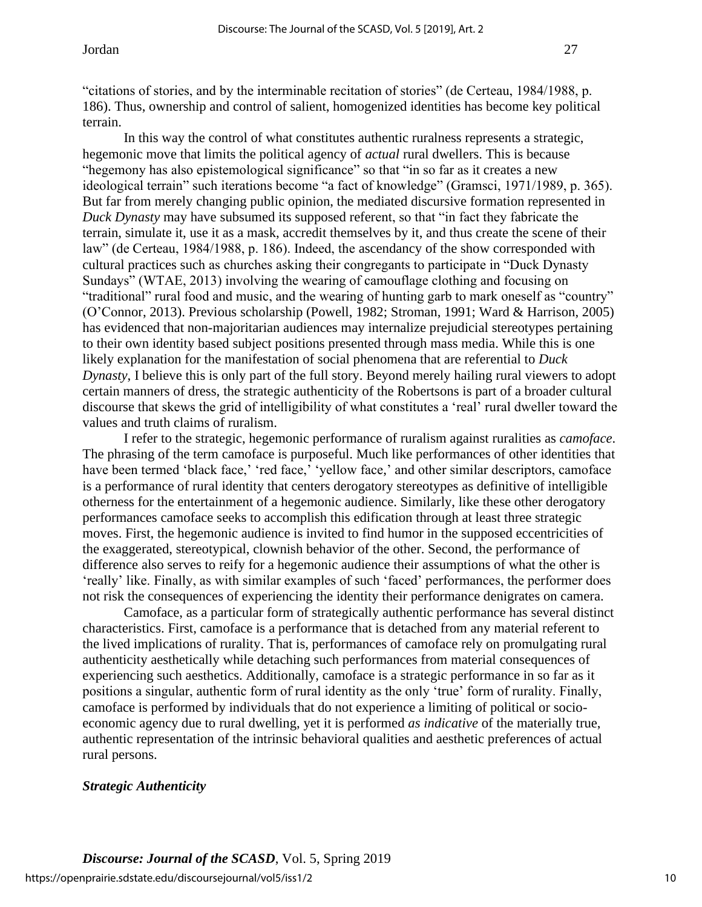"citations of stories, and by the interminable recitation of stories" (de Certeau, 1984/1988, p. 186). Thus, ownership and control of salient, homogenized identities has become key political terrain.

In this way the control of what constitutes authentic ruralness represents a strategic, hegemonic move that limits the political agency of *actual* rural dwellers. This is because "hegemony has also epistemological significance" so that "in so far as it creates a new ideological terrain" such iterations become "a fact of knowledge" (Gramsci, 1971/1989, p. 365). But far from merely changing public opinion, the mediated discursive formation represented in *Duck Dynasty* may have subsumed its supposed referent, so that "in fact they fabricate the terrain, simulate it, use it as a mask, accredit themselves by it, and thus create the scene of their law" (de Certeau, 1984/1988, p. 186). Indeed, the ascendancy of the show corresponded with cultural practices such as churches asking their congregants to participate in "Duck Dynasty Sundays" (WTAE, 2013) involving the wearing of camouflage clothing and focusing on "traditional" rural food and music, and the wearing of hunting garb to mark oneself as "country" (O'Connor, 2013). Previous scholarship (Powell, 1982; Stroman, 1991; Ward & Harrison, 2005) has evidenced that non-majoritarian audiences may internalize prejudicial stereotypes pertaining to their own identity based subject positions presented through mass media. While this is one likely explanation for the manifestation of social phenomena that are referential to *Duck Dynasty*, I believe this is only part of the full story. Beyond merely hailing rural viewers to adopt certain manners of dress, the strategic authenticity of the Robertsons is part of a broader cultural discourse that skews the grid of intelligibility of what constitutes a 'real' rural dweller toward the values and truth claims of ruralism.

I refer to the strategic, hegemonic performance of ruralism against ruralities as *camoface*. The phrasing of the term camoface is purposeful. Much like performances of other identities that have been termed 'black face,' 'red face,' 'yellow face,' and other similar descriptors, camoface is a performance of rural identity that centers derogatory stereotypes as definitive of intelligible otherness for the entertainment of a hegemonic audience. Similarly, like these other derogatory performances camoface seeks to accomplish this edification through at least three strategic moves. First, the hegemonic audience is invited to find humor in the supposed eccentricities of the exaggerated, stereotypical, clownish behavior of the other. Second, the performance of difference also serves to reify for a hegemonic audience their assumptions of what the other is 'really' like. Finally, as with similar examples of such 'faced' performances, the performer does not risk the consequences of experiencing the identity their performance denigrates on camera.

Camoface, as a particular form of strategically authentic performance has several distinct characteristics. First, camoface is a performance that is detached from any material referent to the lived implications of rurality. That is, performances of camoface rely on promulgating rural authenticity aesthetically while detaching such performances from material consequences of experiencing such aesthetics. Additionally, camoface is a strategic performance in so far as it positions a singular, authentic form of rural identity as the only 'true' form of rurality. Finally, camoface is performed by individuals that do not experience a limiting of political or socio-economic agency due to rural dwelling, yet it is performed *as indicative* of the materially true, authentic representation of the intrinsic behavioral qualities and aesthetic preferences of actual rural persons.

### *Strategic Authenticity*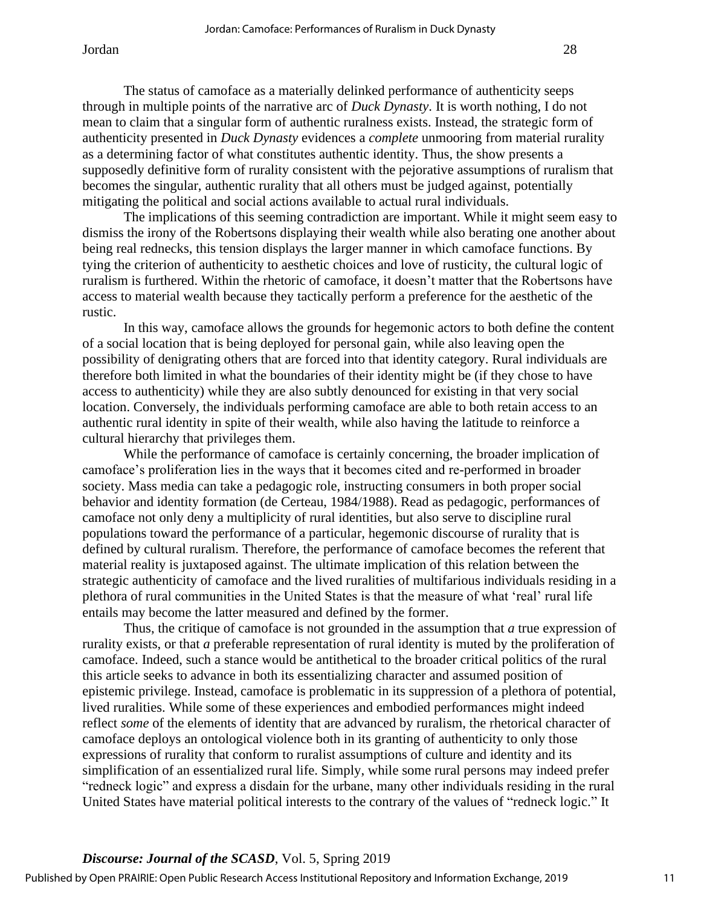The status of camoface as a materially delinked performance of authenticity seeps through in multiple points of the narrative arc of *Duck Dynasty*. It is worth nothing, I do not mean to claim that a singular form of authentic ruralness exists. Instead, the strategic form of authenticity presented in *Duck Dynasty* evidences a *complete* unmooring from material rurality as a determining factor of what constitutes authentic identity. Thus, the show presents a supposedly definitive form of rurality consistent with the pejorative assumptions of ruralism that becomes the singular, authentic rurality that all others must be judged against, potentially mitigating the political and social actions available to actual rural individuals.

The implications of this seeming contradiction are important. While it might seem easy to dismiss the irony of the Robertsons displaying their wealth while also berating one another about being real rednecks, this tension displays the larger manner in which camoface functions. By tying the criterion of authenticity to aesthetic choices and love of rusticity, the cultural logic of ruralism is furthered. Within the rhetoric of camoface, it doesn't matter that the Robertsons have access to material wealth because they tactically perform a preference for the aesthetic of the rustic.

In this way, camoface allows the grounds for hegemonic actors to both define the content of a social location that is being deployed for personal gain, while also leaving open the possibility of denigrating others that are forced into that identity category. Rural individuals are therefore both limited in what the boundaries of their identity might be (if they chose to have access to authenticity) while they are also subtly denounced for existing in that very social location. Conversely, the individuals performing camoface are able to both retain access to an authentic rural identity in spite of their wealth, while also having the latitude to reinforce a cultural hierarchy that privileges them.

While the performance of camoface is certainly concerning, the broader implication of camoface's proliferation lies in the ways that it becomes cited and re-performed in broader society. Mass media can take a pedagogic role, instructing consumers in both proper social behavior and identity formation (de Certeau, 1984/1988). Read as pedagogic, performances of camoface not only deny a multiplicity of rural identities, but also serve to discipline rural populations toward the performance of a particular, hegemonic discourse of rurality that is defined by cultural ruralism. Therefore, the performance of camoface becomes the referent that material reality is juxtaposed against. The ultimate implication of this relation between the strategic authenticity of camoface and the lived ruralities of multifarious individuals residing in a plethora of rural communities in the United States is that the measure of what 'real' rural life entails may become the latter measured and defined by the former.

Thus, the critique of camoface is not grounded in the assumption that *a* true expression of rurality exists, or that *a* preferable representation of rural identity is muted by the proliferation of camoface. Indeed, such a stance would be antithetical to the broader critical politics of the rural this article seeks to advance in both its essentializing character and assumed position of epistemic privilege. Instead, camoface is problematic in its suppression of a plethora of potential, lived ruralities. While some of these experiences and embodied performances might indeed reflect *some* of the elements of identity that are advanced by ruralism, the rhetorical character of camoface deploys an ontological violence both in its granting of authenticity to only those expressions of rurality that conform to ruralist assumptions of culture and identity and its simplification of an essentialized rural life. Simply, while some rural persons may indeed prefer "redneck logic" and express a disdain for the urbane, many other individuals residing in the rural United States have material political interests to the contrary of the values of "redneck logic." It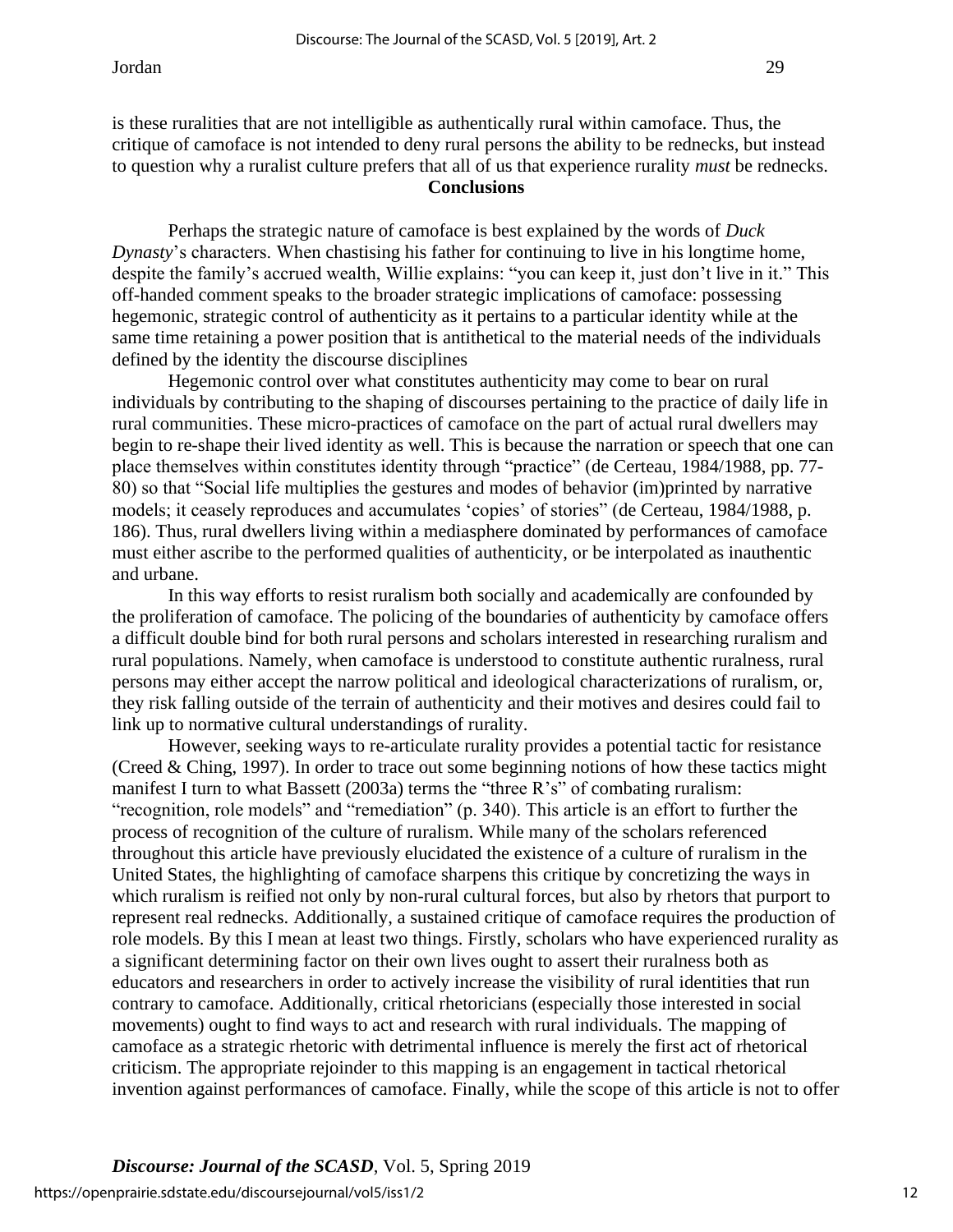is these ruralities that are not intelligible as authentically rural within camoface. Thus, the critique of camoface is not intended to deny rural persons the ability to be rednecks, but instead to question why a ruralist culture prefers that all of us that experience rurality *must* be rednecks.

## Conclusions

Perhaps the strategic nature of camoface is best explained by the words of *Duck Dynasty*'s characters. When chastising his father for continuing to live in his longtime home, despite the family's accrued wealth, Willie explains: "you can keep it, just don't live in it." This off-handed comment speaks to the broader strategic implications of camoface: possessing hegemonic, strategic control of authenticity as it pertains to a particular identity while at the same time retaining a power position that is antithetical to the material needs of the individuals defined by the identity the discourse disciplines

Hegemonic control over what constitutes authenticity may come to bear on rural individuals by contributing to the shaping of discourses pertaining to the practice of daily life in rural communities. These micro-practices of camoface on the part of actual rural dwellers may begin to re-shape their lived identity as well. This is because the narration or speech that one can place themselves within constitutes identity through "practice" (de Certeau, 1984/1988, pp. 77-80) so that "Social life multiplies the gestures and modes of behavior (im)printed by narrative models; it ceasely reproduces and accumulates 'copies' of stories" (de Certeau, 1984/1988, p. 186). Thus, rural dwellers living within a mediasphere dominated by performances of camoface must either ascribe to the performed qualities of authenticity, or be interpolated as inauthentic and urbane.

In this way efforts to resist ruralism both socially and academically are confounded by the proliferation of camoface. The policing of the boundaries of authenticity by camoface offers a difficult double bind for both rural persons and scholars interested in researching ruralism and rural populations. Namely, when camoface is understood to constitute authentic ruralness, rural persons may either accept the narrow political and ideological characterizations of ruralism, or, they risk falling outside of the terrain of authenticity and their motives and desires could fail to link up to normative cultural understandings of rurality.

However, seeking ways to re-articulate rurality provides a potential tactic for resistance (Creed & Ching, 1997). In order to trace out some beginning notions of how these tactics might manifest I turn to what Bassett (2003a) terms the "three R's" of combating ruralism: "recognition, role models" and "remediation" (p. 340). This article is an effort to further the process of recognition of the culture of ruralism. While many of the scholars referenced throughout this article have previously elucidated the existence of a culture of ruralism in the United States, the highlighting of camoface sharpens this critique by concretizing the ways in which ruralism is reified not only by non-rural cultural forces, but also by rhetors that purport to represent real rednecks. Additionally, a sustained critique of camoface requires the production of role models. By this I mean at least two things. Firstly, scholars who have experienced rurality as a significant determining factor on their own lives ought to assert their ruralness both as educators and researchers in order to actively increase the visibility of rural identities that run contrary to camoface. Additionally, critical rhetoricians (especially those interested in social movements) ought to find ways to act and research with rural individuals. The mapping of camoface as a strategic rhetoric with detrimental influence is merely the first act of rhetorical criticism. The appropriate rejoinder to this mapping is an engagement in tactical rhetorical invention against performances of camoface. Finally, while the scope of this article is not to offer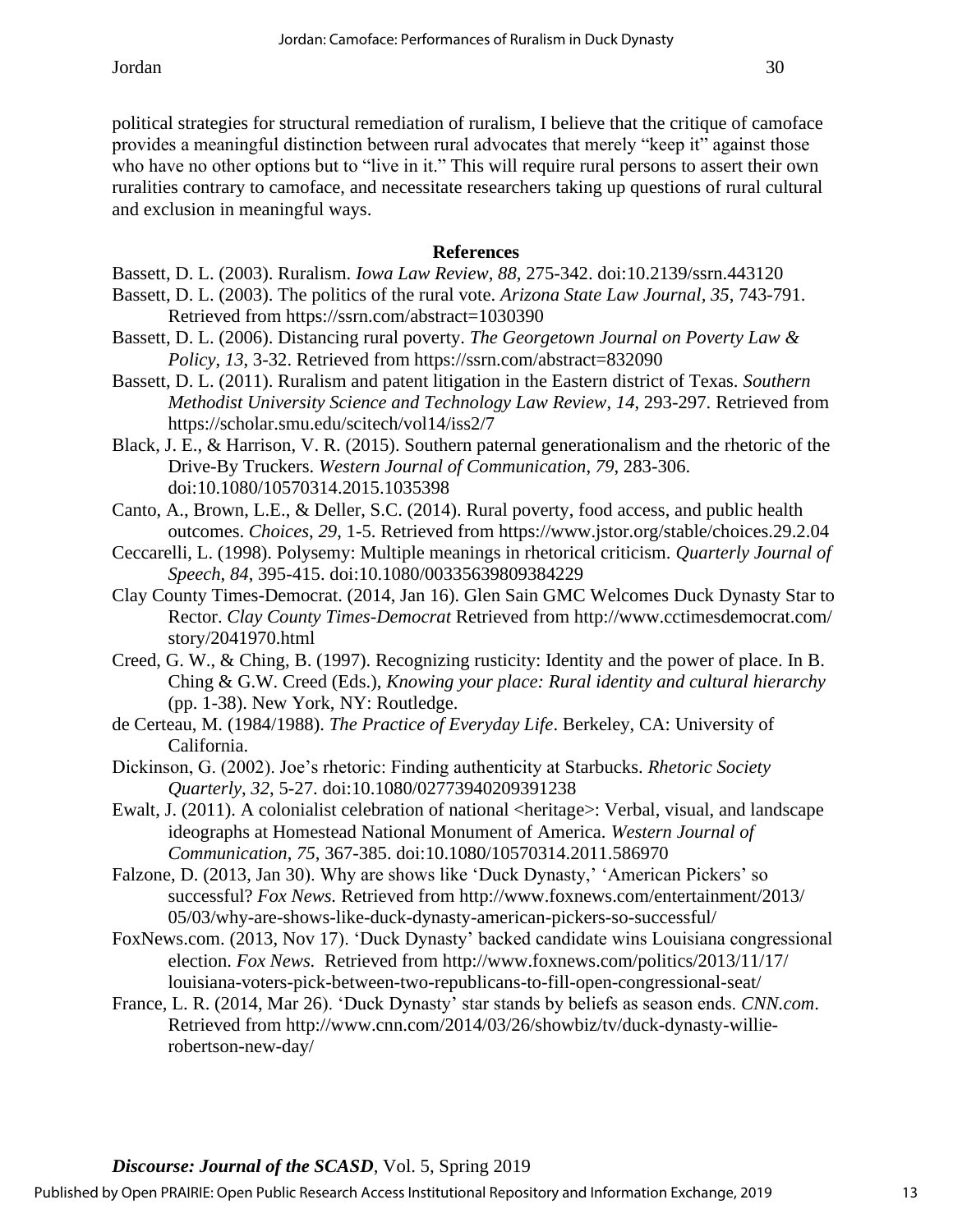political strategies for structural remediation of ruralism, I believe that the critique of camoface provides a meaningful distinction between rural advocates that merely "keep it" against those who have no other options but to "live in it." This will require rural persons to assert their own ruralities contrary to camoface, and necessitate researchers taking up questions of rural cultural and exclusion in meaningful ways.

## References

Bassett, D. L. (2003). Ruralism. *Iowa Law Review*, *88*, 275-342. doi:10.2139/ssrn.443120

Bassett, D. L. (2003). The politics of the rural vote. *Arizona State Law Journal*, *35*, 743-791. Retrieved from https://ssrn.com/abstract=1030390

Bassett, D. L. (2006). Distancing rural poverty. *The Georgetown Journal on Poverty Law & Policy*, *13*, 3-32. Retrieved from https://ssrn.com/abstract=832090

Bassett, D. L. (2011). Ruralism and patent litigation in the Eastern district of Texas. *Southern Methodist University Science and Technology Law Review*, *14*, 293-297. Retrieved from https://scholar.smu.edu/scitech/vol14/iss2/7

Black, J. E., & Harrison, V. R. (2015). Southern paternal generationalism and the rhetoric of the Drive-By Truckers. *Western Journal of Communication*, *79*, 283-306. doi:10.1080/10570314.2015.1035398

Canto, A., Brown, L.E., & Deller, S.C. (2014). Rural poverty, food access, and public health outcomes. *Choices*, *29*, 1-5. Retrieved from https://www.jstor.org/stable/choices.29.2.04

Ceccarelli, L. (1998). Polysemy: Multiple meanings in rhetorical criticism. *Quarterly Journal of Speech*, *84*, 395-415. doi:10.1080/00335639809384229

Clay County Times-Democrat. (2014, Jan 16). Glen Sain GMC Welcomes Duck Dynasty Star to Rector. *Clay County Times-Democrat* Retrieved from http://www.cctimesdemocrat.com/story/2041970.html

Creed, G. W., & Ching, B. (1997). Recognizing rusticity: Identity and the power of place. In B. Ching & G.W. Creed (Eds.), *Knowing your place: Rural identity and cultural hierarchy* (pp. 1-38). New York, NY: Routledge.

de Certeau, M. (1984/1988). *The Practice of Everyday Life*. Berkeley, CA: University of California.

Dickinson, G. (2002). Joe's rhetoric: Finding authenticity at Starbucks. *Rhetoric Society Quarterly*, *32*, 5-27. doi:10.1080/02773940209391238

Ewalt, J. (2011). A colonialist celebration of national <heritage>: Verbal, visual, and landscape ideographs at Homestead National Monument of America. *Western Journal of Communication*, *75*, 367-385. doi:10.1080/10570314.2011.586970

Falzone, D. (2013, Jan 30). Why are shows like 'Duck Dynasty,' 'American Pickers' so successful? *Fox News.* Retrieved from http://www.foxnews.com/entertainment/2013/05/03/why-are-shows-like-duck-dynasty-american-pickers-so-successful/

FoxNews.com. (2013, Nov 17). 'Duck Dynasty' backed candidate wins Louisiana congressional election. *Fox News.* Retrieved from http://www.foxnews.com/politics/2013/11/17/louisiana-voters-pick-between-two-republicans-to-fill-open-congressional-seat/

France, L. R. (2014, Mar 26). 'Duck Dynasty' star stands by beliefs as season ends. *CNN.com*. Retrieved from http://www.cnn.com/2014/03/26/showbiz/tv/duck-dynasty-willie-robertson-new-day/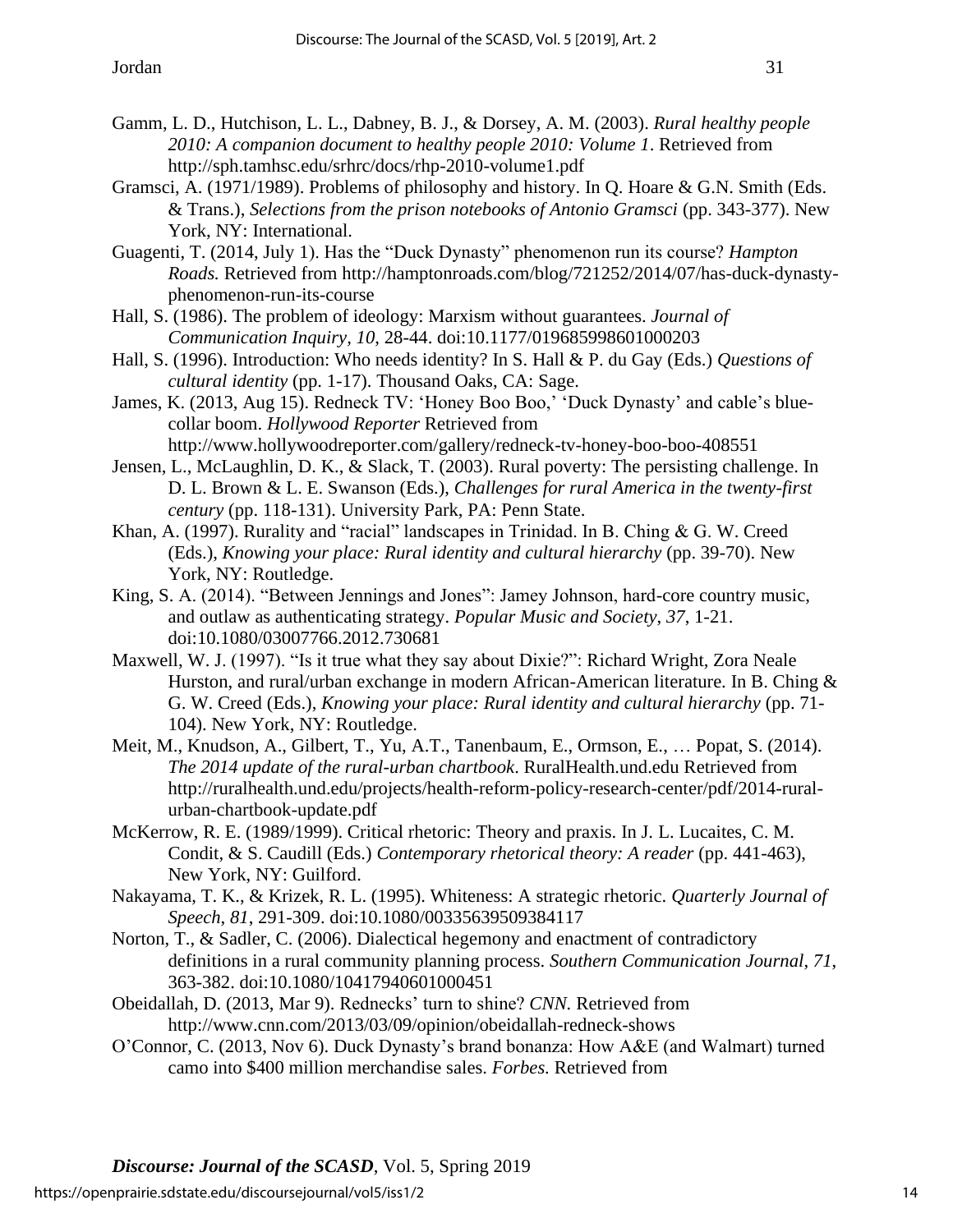Gamm, L. D., Hutchison, L. L., Dabney, B. J., & Dorsey, A. M. (2003). *Rural healthy people 2010: A companion document to healthy people 2010: Volume 1*. Retrieved from http://sph.tamhsc.edu/srhrc/docs/rhp-2010-volume1.pdf

Gramsci, A. (1971/1989). Problems of philosophy and history. In Q. Hoare & G.N. Smith (Eds. & Trans.), *Selections from the prison notebooks of Antonio Gramsci* (pp. 343-377). New York, NY: International.

Guagenti, T. (2014, July 1). Has the "Duck Dynasty" phenomenon run its course? *Hampton Roads.* Retrieved from http://hamptonroads.com/blog/721252/2014/07/has-duck-dynasty-phenomenon-run-its-course

Hall, S. (1986). The problem of ideology: Marxism without guarantees. *Journal of Communication Inquiry*, *10*, 28-44. doi:10.1177/019685998601000203

Hall, S. (1996). Introduction: Who needs identity? In S. Hall & P. du Gay (Eds.) *Questions of cultural identity* (pp. 1-17). Thousand Oaks, CA: Sage.

James, K. (2013, Aug 15). Redneck TV: 'Honey Boo Boo,' 'Duck Dynasty' and cable's blue-collar boom. *Hollywood Reporter* Retrieved from http://www.hollywoodreporter.com/gallery/redneck-tv-honey-boo-boo-408551

Jensen, L., McLaughlin, D. K., & Slack, T. (2003). Rural poverty: The persisting challenge. In D. L. Brown & L. E. Swanson (Eds.), *Challenges for rural America in the twenty-first century* (pp. 118-131). University Park, PA: Penn State.

Khan, A. (1997). Rurality and "racial" landscapes in Trinidad. In B. Ching & G. W. Creed (Eds.), *Knowing your place: Rural identity and cultural hierarchy* (pp. 39-70). New York, NY: Routledge.

King, S. A. (2014). "Between Jennings and Jones": Jamey Johnson, hard-core country music, and outlaw as authenticating strategy. *Popular Music and Society*, *37*, 1-21. doi:10.1080/03007766.2012.730681

Maxwell, W. J. (1997). "Is it true what they say about Dixie?": Richard Wright, Zora Neale Hurston, and rural/urban exchange in modern African-American literature. In B. Ching & G. W. Creed (Eds.), *Knowing your place: Rural identity and cultural hierarchy* (pp. 71-104). New York, NY: Routledge.

Meit, M., Knudson, A., Gilbert, T., Yu, A.T., Tanenbaum, E., Ormson, E., … Popat, S. (2014). *The 2014 update of the rural-urban chartbook*. RuralHealth.und.edu Retrieved from http://ruralhealth.und.edu/projects/health-reform-policy-research-center/pdf/2014-rural-urban-chartbook-update.pdf

McKerrow, R. E. (1989/1999). Critical rhetoric: Theory and praxis. In J. L. Lucaites, C. M. Condit, & S. Caudill (Eds.) *Contemporary rhetorical theory: A reader* (pp. 441-463), New York, NY: Guilford.

Nakayama, T. K., & Krizek, R. L. (1995). Whiteness: A strategic rhetoric. *Quarterly Journal of Speech*, *81*, 291-309. doi:10.1080/00335639509384117

Norton, T., & Sadler, C. (2006). Dialectical hegemony and enactment of contradictory definitions in a rural community planning process. *Southern Communication Journal*, *71*, 363-382. doi:10.1080/10417940601000451

Obeidallah, D. (2013, Mar 9). Rednecks' turn to shine? *CNN.* Retrieved from http://www.cnn.com/2013/03/09/opinion/obeidallah-redneck-shows

O'Connor, C. (2013, Nov 6). Duck Dynasty's brand bonanza: How A&E (and Walmart) turned camo into $400 million merchandise sales. *Forbes.* Retrieved from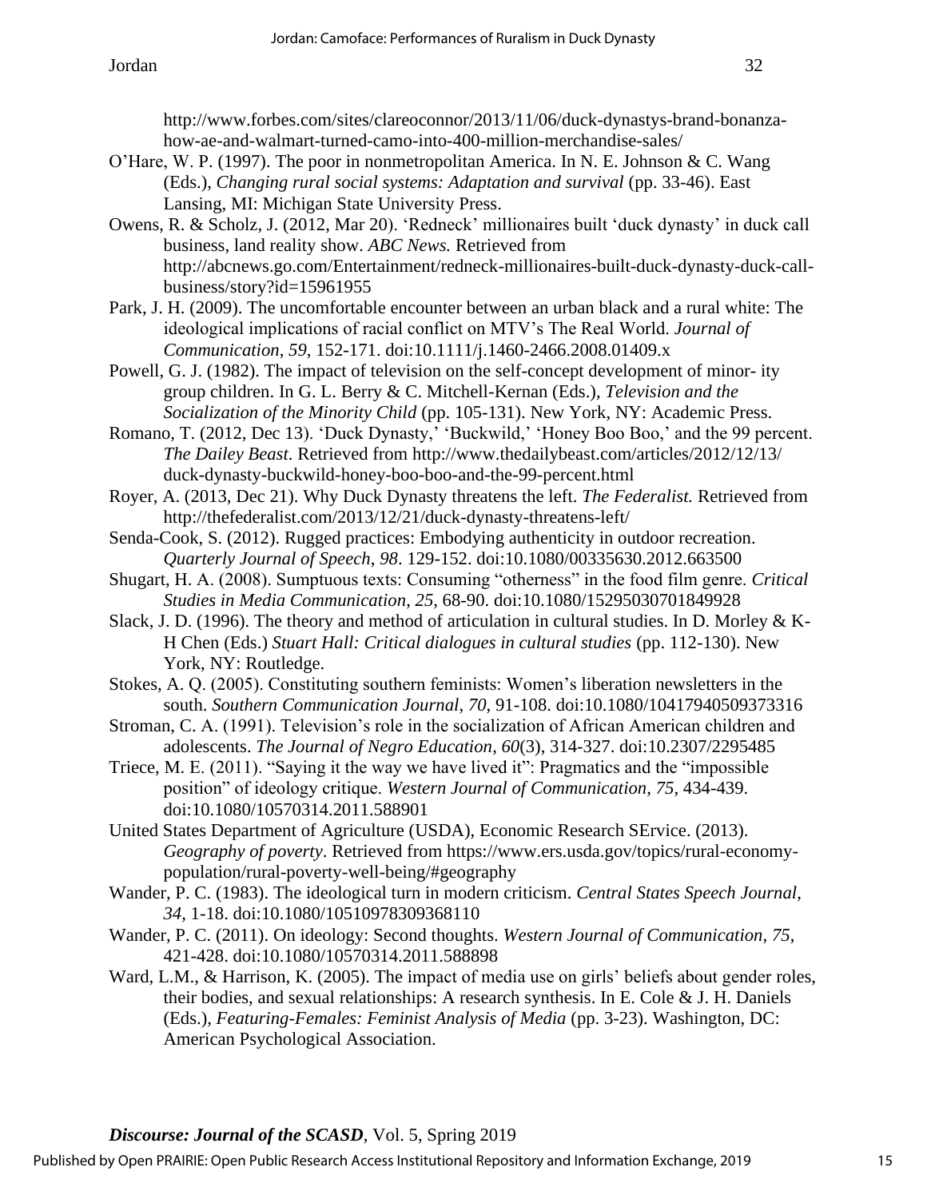http://www.forbes.com/sites/clareoconnor/2013/11/06/duck-dynastys-brand-bonanza-how-ae-and-walmart-turned-camo-into-400-million-merchandise-sales/

O'Hare, W. P. (1997). The poor in nonmetropolitan America. In N. E. Johnson & C. Wang (Eds.), *Changing rural social systems: Adaptation and survival* (pp. 33-46). East Lansing, MI: Michigan State University Press.

Owens, R. & Scholz, J. (2012, Mar 20). 'Redneck' millionaires built 'duck dynasty' in duck call business, land reality show. *ABC News.* Retrieved from http://abcnews.go.com/Entertainment/redneck-millionaires-built-duck-dynasty-duck-call-business/story?id=15961955

Park, J. H. (2009). The uncomfortable encounter between an urban black and a rural white: The ideological implications of racial conflict on MTV's The Real World. *Journal of Communication*, *59*, 152-171. doi:10.1111/j.1460-2466.2008.01409.x

Powell, G. J. (1982). The impact of television on the self-concept development of minor- ity group children. In G. L. Berry & C. Mitchell-Kernan (Eds.), *Television and the Socialization of the Minority Child* (pp. 105-131). New York, NY: Academic Press.

Romano, T. (2012, Dec 13). 'Duck Dynasty,' 'Buckwild,' 'Honey Boo Boo,' and the 99 percent. *The Dailey Beast*. Retrieved from http://www.thedailybeast.com/articles/2012/12/13/duck-dynasty-buckwild-honey-boo-boo-and-the-99-percent.html

Royer, A. (2013, Dec 21). Why Duck Dynasty threatens the left. *The Federalist.* Retrieved from http://thefederalist.com/2013/12/21/duck-dynasty-threatens-left/

Senda-Cook, S. (2012). Rugged practices: Embodying authenticity in outdoor recreation. *Quarterly Journal of Speech*, *98*. 129-152. doi:10.1080/00335630.2012.663500

Shugart, H. A. (2008). Sumptuous texts: Consuming "otherness" in the food film genre. *Critical Studies in Media Communication*, *25*, 68-90. doi:10.1080/15295030701849928

Slack, J. D. (1996). The theory and method of articulation in cultural studies. In D. Morley & K-H Chen (Eds.) *Stuart Hall: Critical dialogues in cultural studies* (pp. 112-130). New York, NY: Routledge.

Stokes, A. Q. (2005). Constituting southern feminists: Women's liberation newsletters in the south. *Southern Communication Journal*, *70*, 91-108. doi:10.1080/10417940509373316

Stroman, C. A. (1991). Television's role in the socialization of African American children and adolescents. *The Journal of Negro Education*, *60*(3), 314-327. doi:10.2307/2295485

Triece, M. E. (2011). "Saying it the way we have lived it": Pragmatics and the "impossible position" of ideology critique. *Western Journal of Communication*, *75*, 434-439. doi:10.1080/10570314.2011.588901

United States Department of Agriculture (USDA), Economic Research SErvice. (2013). *Geography of poverty*. Retrieved from https://www.ers.usda.gov/topics/rural-economy-population/rural-poverty-well-being/#geography

Wander, P. C. (1983). The ideological turn in modern criticism. *Central States Speech Journal*, *34*, 1-18. doi:10.1080/10510978309368110

Wander, P. C. (2011). On ideology: Second thoughts. *Western Journal of Communication*, *75*, 421-428. doi:10.1080/10570314.2011.588898

Ward, L.M., & Harrison, K. (2005). The impact of media use on girls' beliefs about gender roles, their bodies, and sexual relationships: A research synthesis. In E. Cole & J. H. Daniels (Eds.), *Featuring-Females: Feminist Analysis of Media* (pp. 3-23). Washington, DC: American Psychological Association.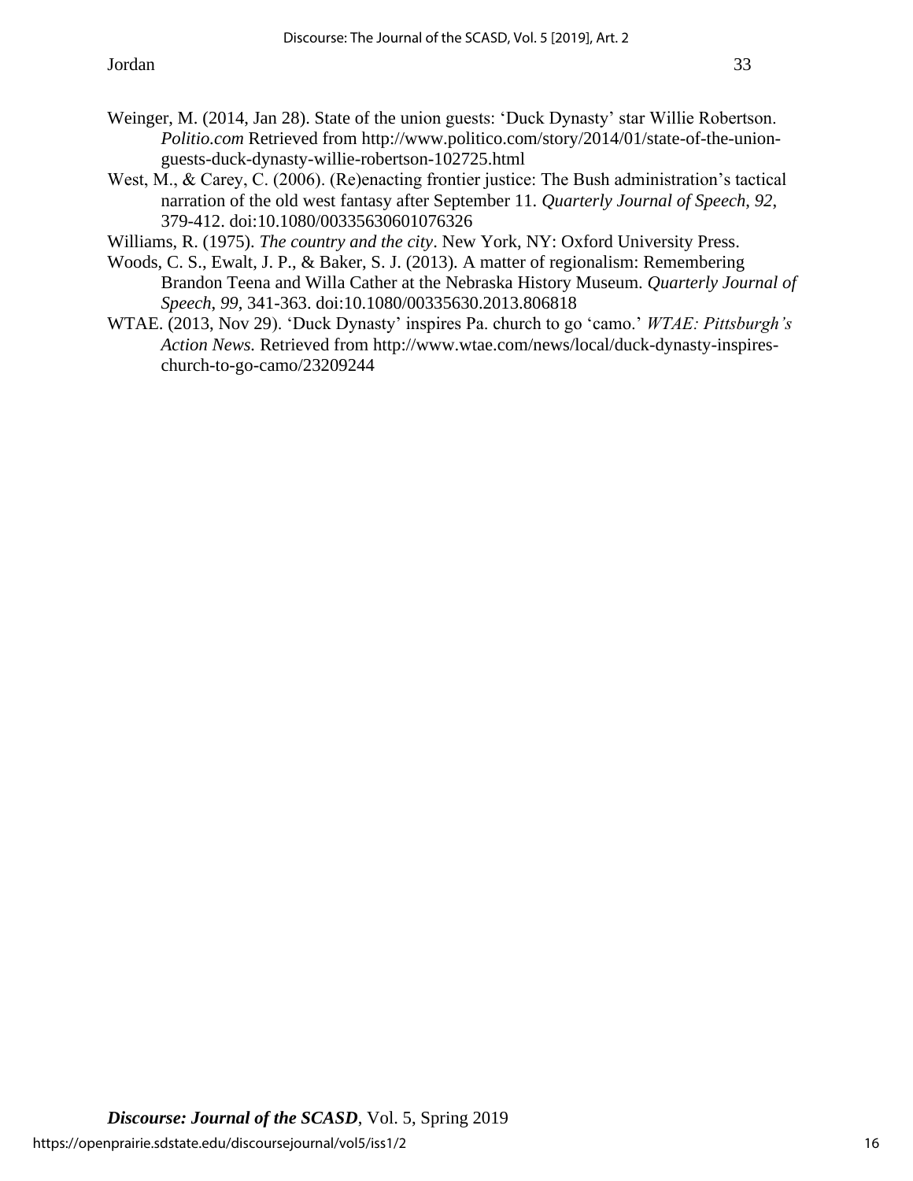Weinger, M. (2014, Jan 28). State of the union guests: 'Duck Dynasty' star Willie Robertson. *Politio.com* Retrieved from http://www.politico.com/story/2014/01/state-of-the-union-guests-duck-dynasty-willie-robertson-102725.html

West, M., & Carey, C. (2006). (Re)enacting frontier justice: The Bush administration's tactical narration of the old west fantasy after September 11. *Quarterly Journal of Speech*, *92*, 379-412. doi:10.1080/00335630601076326

Williams, R. (1975). *The country and the city*. New York, NY: Oxford University Press.

Woods, C. S., Ewalt, J. P., & Baker, S. J. (2013). A matter of regionalism: Remembering Brandon Teena and Willa Cather at the Nebraska History Museum. *Quarterly Journal of Speech*, *99*, 341-363. doi:10.1080/00335630.2013.806818

WTAE. (2013, Nov 29). 'Duck Dynasty' inspires Pa. church to go 'camo.' *WTAE: Pittsburgh's Action News.* Retrieved from http://www.wtae.com/news/local/duck-dynasty-inspires-church-to-go-camo/23209244